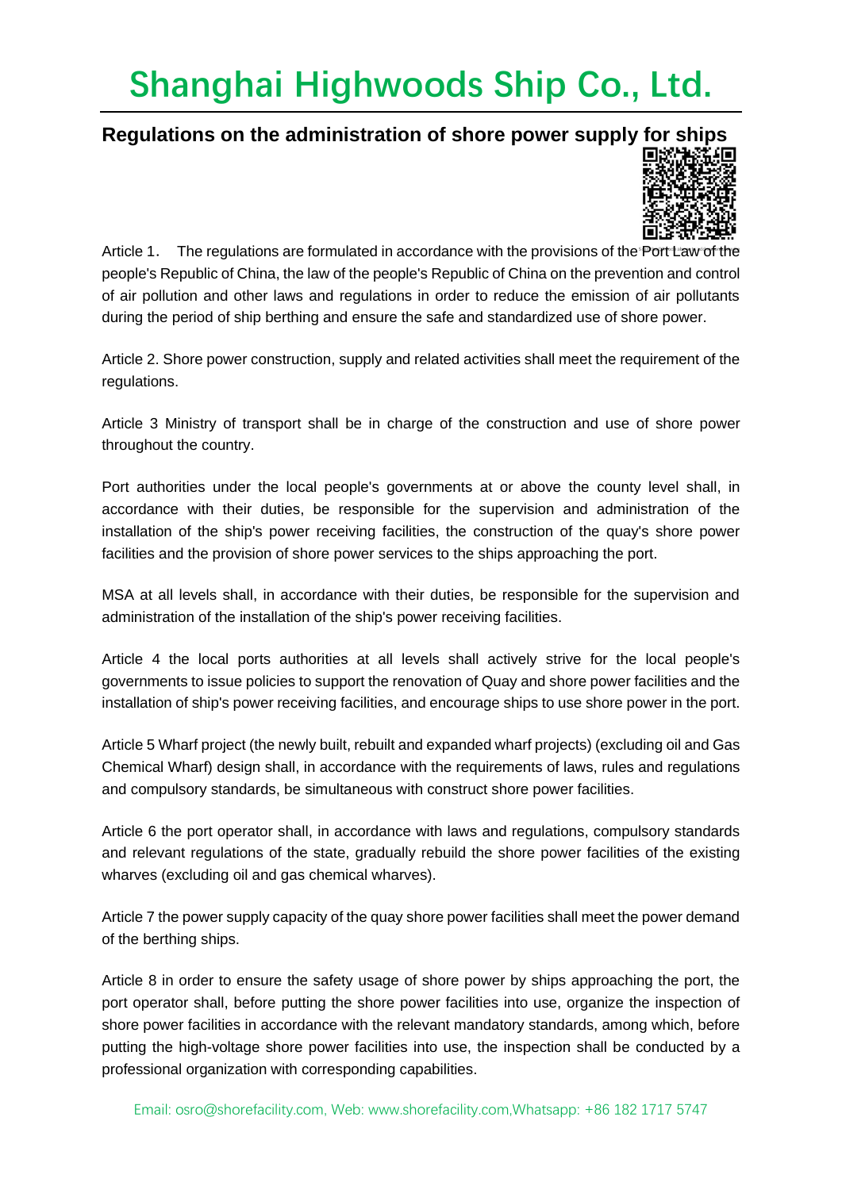# Shanghai Highwoods Ship Co., Ltd.

## Regulations on the administration of shore power supply for ships

Article 1. The regulations are formulated in accordance with the provisions of the Port Law of the people's Republic of China, the law of the people's Republic of China on the prevention and control of air pollution and other laws and regulations in order to reduce the emission of air pollutants during the period of ship berthing and ensure the safe and standardized use of shore power.

Article 2. Shore power construction, supply and related activities shall meet the requirement of the regulations.

Article 3 Ministry of transport shall be in charge of the construction and use of shore power throughout the country.

Port authorities under the local people's governments at or above the county level shall, in accordance with their duties, be responsible for the supervision and administration of the installation of the ship's power receiving facilities, the construction of the quay's shore power facilities and the provision of shore power services to the ships approaching the port.

MSA at all levels shall, in accordance with their duties, be responsible for the supervision and administration of the installation of the ship's power receiving facilities.

Article 4 the local ports authorities at all levels shall actively strive for the local people's governments to issue policies to support the renovation of Quay and shore power facilities and the installation of ship's power receiving facilities, and encourage ships to use shore power in the port.

Article 5 Wharf project (the newly built, rebuilt and expanded wharf projects) (excluding oil and Gas Chemical Wharf) design shall, in accordance with the requirements of laws, rules and regulations and compulsory standards, be simultaneous with construct shore power facilities.

Article 6 the port operator shall, in accordance with laws and regulations, compulsory standards and relevant regulations of the state, gradually rebuild the shore power facilities of the existing wharves (excluding oil and gas chemical wharves).

Article 7 the power supply capacity of the quay shore power facilities shall meet the power demand of the berthing ships.

Article 8 in order to ensure the safety usage of shore power by ships approaching the port, the port operator shall, before putting the shore power facilities into use, organize the inspection of shore power facilities in accordance with the relevant mandatory standards, among which, before putting the high-voltage shore power facilities into use, the inspection shall be conducted by a professional organization with corresponding capabilities.

Email: osro@shorefacility.com, Web: www.shorefacility.com,Whatsapp: +86 182 1717 5747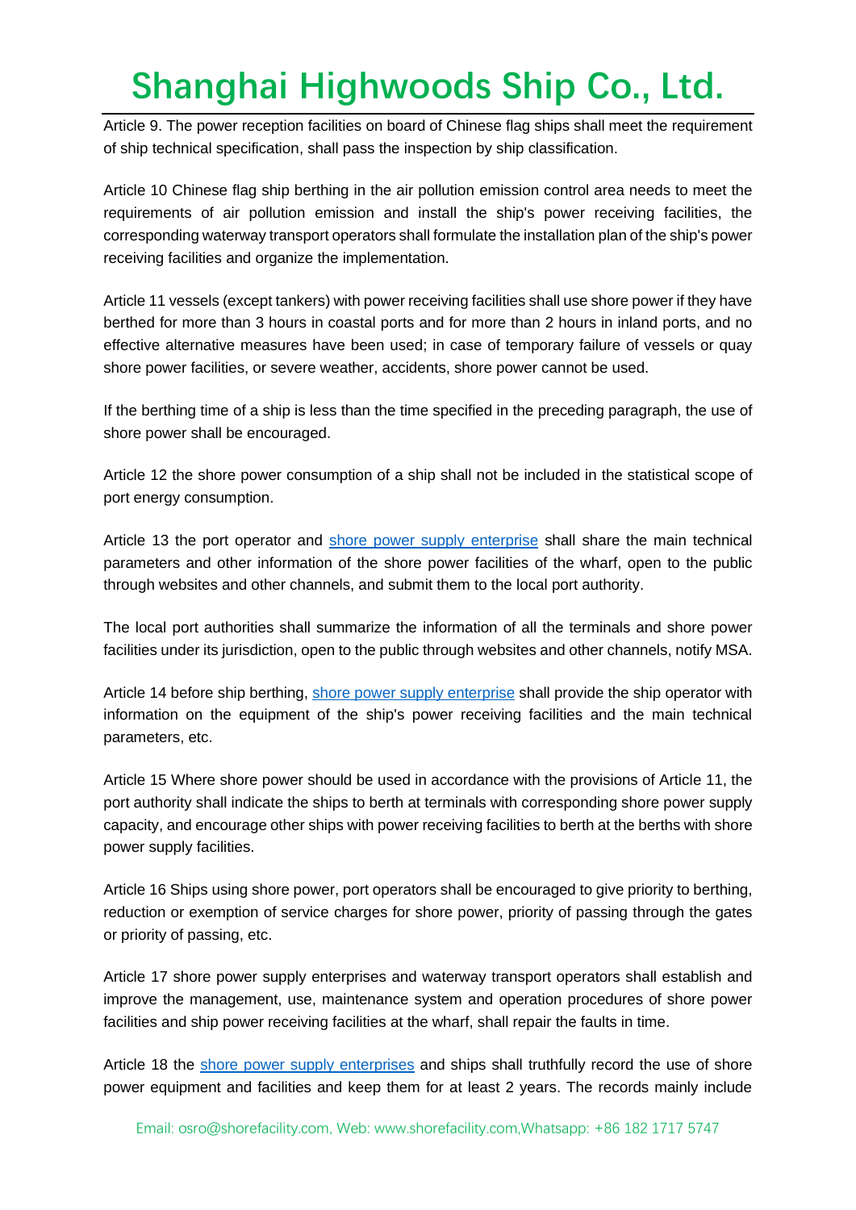Article 9. The power reception facilities on board of Chinese flag ships shall meet the requirement of ship technical specification, shall pass the inspection by ship classification.

Article 10 Chinese flag ship berthing in the air pollution emission control area needs to meet the requirements of air pollution emission and install the ship's power receiving facilities, the corresponding waterway transport operators shall formulate the installation plan of the ship's power receiving facilities and organize the implementation.

Article 11 vessels (except tankers) with power receiving facilities shall use shore power if they have berthed for more than 3 hours in coastal ports and for more than 2 hours in inland ports, and no effective alternative measures have been used; in case of temporary failure of vessels or quay shore power facilities, or severe weather, accidents, shore power cannot be used.

If the berthing time of a ship is less than the time specified in the preceding paragraph, the use of shore power shall be encouraged.

Article 12 the shore power consumption of a ship shall not be included in the statistical scope of port energy consumption.

Article 13 the port operator and shore power supply enterprise shall share the main technical parameters and other information of the shore power facilities of the wharf, open to the public through websites and other channels, and submit them to the local port authority.

The local port authorities shall summarize the information of all the terminals and shore power facilities under its jurisdiction, open to the public through websites and other channels, notify MSA.

Article 14 before ship berthing, shore power supply enterprise shall provide the ship operator with information on the equipment of the ship's power receiving facilities and the main technical parameters, etc.

Article 15 Where shore power should be used in accordance with the provisions of Article 11, the port authority shall indicate the ships to berth at terminals with corresponding shore power supply capacity, and encourage other ships with power receiving facilities to berth at the berths with shore power supply facilities.

Article 16 Ships using shore power, port operators shall be encouraged to give priority to berthing, reduction or exemption of service charges for shore power, priority of passing through the gates or priority of passing, etc.

Article 17 shore power supply enterprises and waterway transport operators shall establish and improve the management, use, maintenance system and operation procedures of shore power facilities and ship power receiving facilities at the wharf, shall repair the faults in time.

Article 18 the shore power supply enterprises and ships shall truthfully record the use of shore power equipment and facilities and keep them for at least 2 years. The records mainly include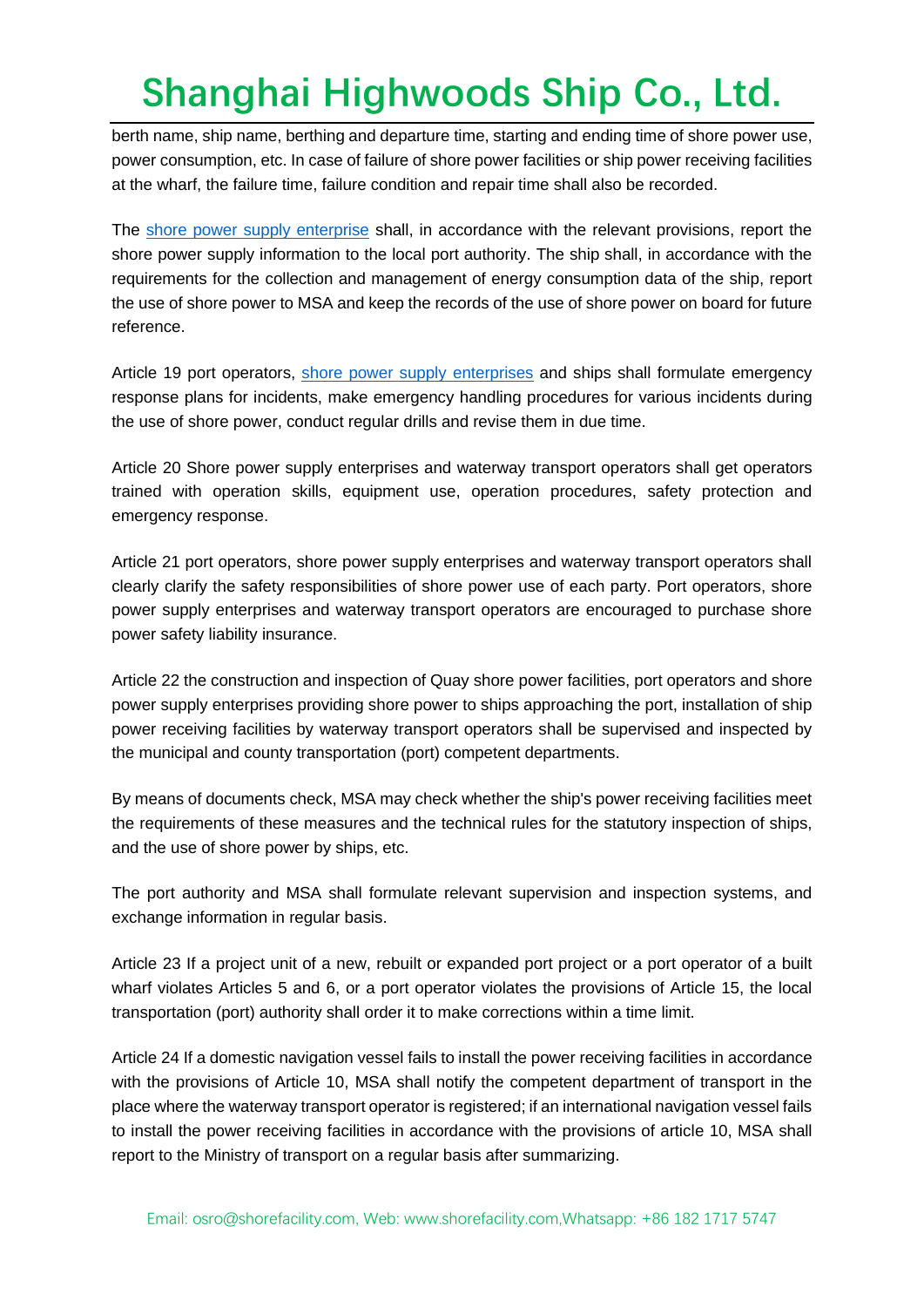berth name, ship name, berthing and departure time, starting and ending time of shore power use, power consumption, etc. In case of failure of shore power facilities or ship power receiving facilities at the wharf, the failure time, failure condition and repair time shall also be recorded.

The shore power supply enterprise shall, in accordance with the relevant provisions, report the shore power supply information to the local port authority. The ship shall, in accordance with the requirements for the collection and management of energy consumption data of the ship, report the use of shore power to MSA and keep the records of the use of shore power on board for future reference.

Article 19 port operators, shore power supply enterprises and ships shall formulate emergency response plans for incidents, make emergency handling procedures for various incidents during the use of shore power, conduct regular drills and revise them in due time.

Article 20 Shore power supply enterprises and waterway transport operators shall get operators trained with operation skills, equipment use, operation procedures, safety protection and emergency response.

Article 21 port operators, shore power supply enterprises and waterway transport operators shall clearly clarify the safety responsibilities of shore power use of each party. Port operators, shore power supply enterprises and waterway transport operators are encouraged to purchase shore power safety liability insurance.

Article 22 the construction and inspection of Quay shore power facilities, port operators and shore power supply enterprises providing shore power to ships approaching the port, installation of ship power receiving facilities by waterway transport operators shall be supervised and inspected by the municipal and county transportation (port) competent departments.

By means of documents check, MSA may check whether the ship's power receiving facilities meet the requirements of these measures and the technical rules for the statutory inspection of ships, and the use of shore power by ships, etc.

The port authority and MSA shall formulate relevant supervision and inspection systems, and exchange information in regular basis.

Article 23 If a project unit of a new, rebuilt or expanded port project or a port operator of a built wharf violates Articles 5 and 6, or a port operator violates the provisions of Article 15, the local transportation (port) authority shall order it to make corrections within a time limit.

Article 24 If a domestic navigation vessel fails to install the power receiving facilities in accordance with the provisions of Article 10, MSA shall notify the competent department of transport in the place where the waterway transport operator is registered; if an international navigation vessel fails to install the power receiving facilities in accordance with the provisions of article 10, MSA shall report to the Ministry of transport on a regular basis after summarizing.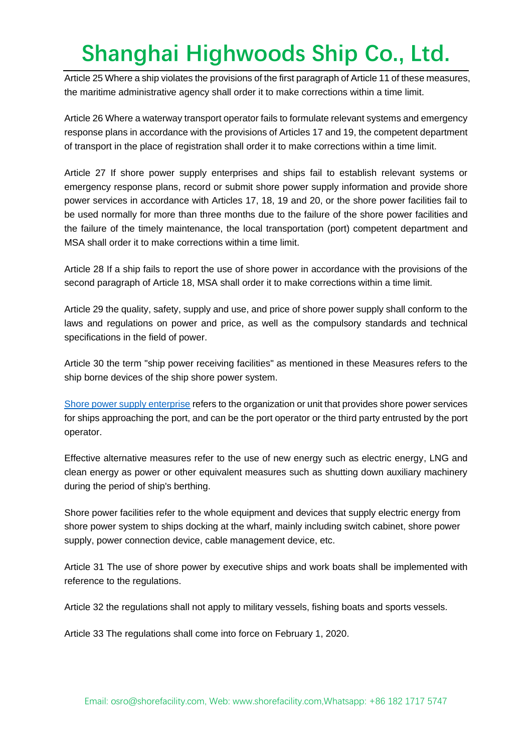Article 25 Where a ship violates the provisions of the first paragraph of Article 11 of these measures, the maritime administrative agency shall order it to make corrections within a time limit.

Article 26 Where a waterway transport operator fails to formulate relevant systems and emergency response plans in accordance with the provisions of Articles 17 and 19, the competent department of transport in the place of registration shall order it to make corrections within a time limit.

Article 27 If shore power supply enterprises and ships fail to establish relevant systems or emergency response plans, record or submit shore power supply information and provide shore power services in accordance with Articles 17, 18, 19 and 20, or the shore power facilities fail to be used normally for more than three months due to the failure of the shore power facilities and the failure of the timely maintenance, the local transportation (port) competent department and MSA shall order it to make corrections within a time limit.

Article 28 If a ship fails to report the use of shore power in accordance with the provisions of the second paragraph of Article 18, MSA shall order it to make corrections within a time limit.

Article 29 the quality, safety, supply and use, and price of shore power supply shall conform to the laws and regulations on power and price, as well as the compulsory standards and technical specifications in the field of power.

Article 30 the term "ship power receiving facilities" as mentioned in these Measures refers to the ship borne devices of the ship shore power system.

Shore power supply enterprise refers to the organization or unit that provides shore power services for ships approaching the port, and can be the port operator or the third party entrusted by the port operator.

Effective alternative measures refer to the use of new energy such as electric energy, LNG and clean energy as power or other equivalent measures such as shutting down auxiliary machinery during the period of ship's berthing.

Shore power facilities refer to the whole equipment and devices that supply electric energy from shore power system to ships docking at the wharf, mainly including switch cabinet, shore power supply, power connection device, cable management device, etc.

Article 31 The use of shore power by executive ships and work boats shall be implemented with reference to the regulations.

Article 32 the regulations shall not apply to military vessels, fishing boats and sports vessels.

Article 33 The regulations shall come into force on February 1, 2020.